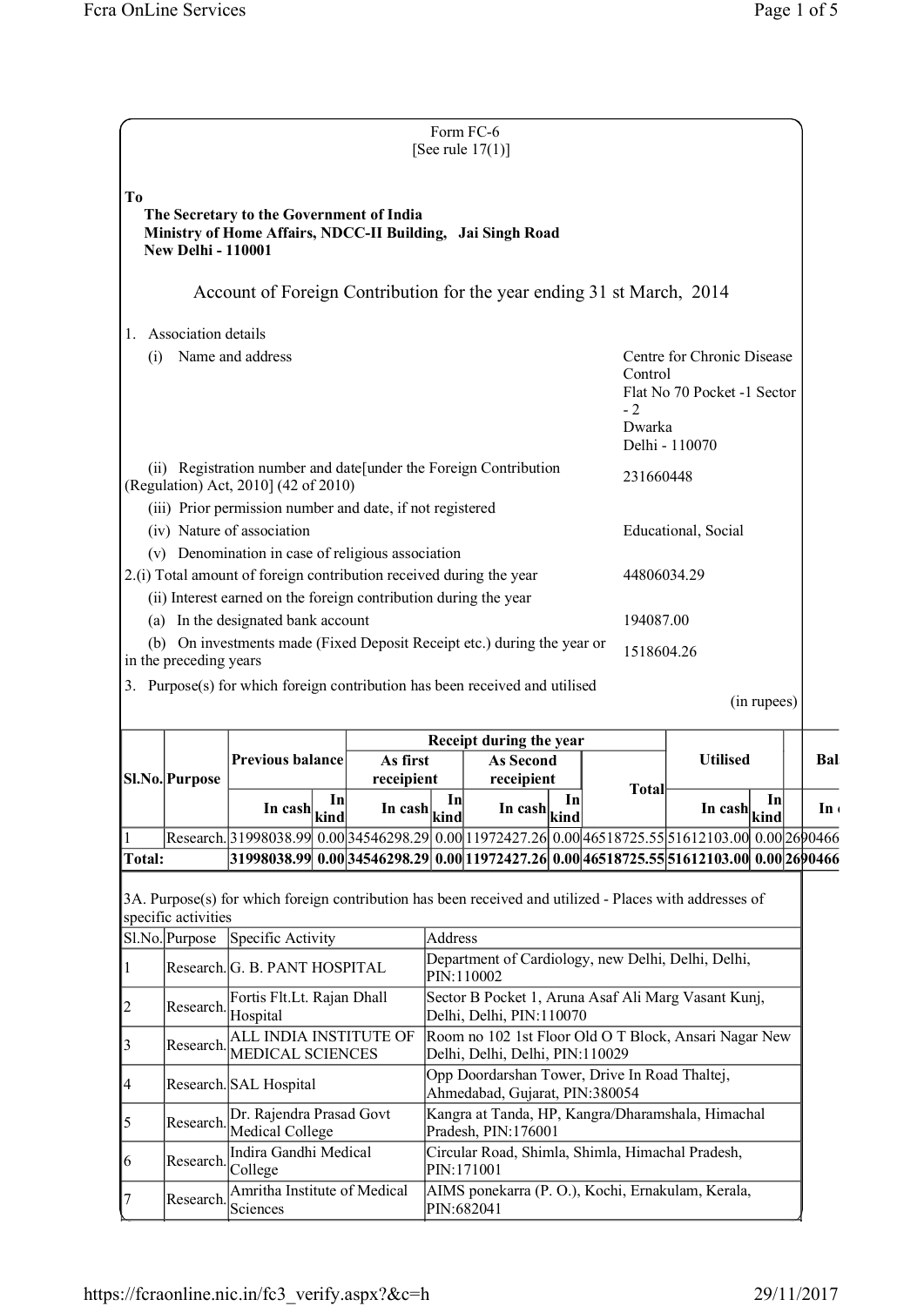Form FC-6
[See rule 17(1)]

**To**

**The Secretary to the Government of India**
**Ministry of Home Affairs, NDCC-II Building, Jai Singh Road**
**New Delhi - 110001**

## Account of Foreign Contribution for the year ending 31 st March, 2014

| | |
|---|---|
| 1. Association details | |
| (i) Name and address | Centre for Chronic Disease Control<br>Flat No 70 Pocket -1 Sector - 2<br>Dwarka<br>Delhi - 110070 |
| (ii) Registration number and date[under the Foreign Contribution (Regulation) Act, 2010] (42 of 2010) | 231660448 |
| (iii) Prior permission number and date, if not registered | |
| (iv) Nature of association | Educational, Social |
| (v) Denomination in case of religious association | |
| 2.(i) Total amount of foreign contribution received during the year | 44806034.29 |
| (ii) Interest earned on the foreign contribution during the year | |
| (a) In the designated bank account | 194087.00 |
| (b) On investments made (Fixed Deposit Receipt etc.) during the year or in the preceding years | 1518604.26 |

3. Purpose(s) for which foreign contribution has been received and utilised

(in rupees)

| Sl.No. | Purpose | Previous balance | | Receipt during the year | | | | | Utilised | | Bal |
|---|---|---|---|---|---|---|---|---|---|---|---|
| | | | | As first receipient | | As Second receipient | | Total | | | |
| | | In cash | In kind | In cash | In kind | In cash | In kind | | In cash | In kind | In |
| 1 | Research. | 31998038.99 | 0.00 | 34546298.29 | 0.00 | 11972427.26 | 0.00 | 46518725.55 | 51612103.00 | 0.00 | 2690466 |
| Total: | | 31998038.99 | 0.00 | 34546298.29 | 0.00 | 11972427.26 | 0.00 | 46518725.55 | 51612103.00 | 0.00 | 2690466 |

3A. Purpose(s) for which foreign contribution has been received and utilized - Places with addresses of specific activities

| Sl.No. | Purpose | Specific Activity | Address |
|---|---|---|---|
| 1 | Research. | G. B. PANT HOSPITAL | Department of Cardiology, new Delhi, Delhi, Delhi, PIN:110002 |
| 2 | Research. | Fortis Flt.Lt. Rajan Dhall Hospital | Sector B Pocket 1, Aruna Asaf Ali Marg Vasant Kunj, Delhi, Delhi, PIN:110070 |
| 3 | Research. | ALL INDIA INSTITUTE OF MEDICAL SCIENCES | Room no 102 1st Floor Old O T Block, Ansari Nagar New Delhi, Delhi, Delhi, PIN:110029 |
| 4 | Research. | SAL Hospital | Opp Doordarshan Tower, Drive In Road Thaltej, Ahmedabad, Gujarat, PIN:380054 |
| 5 | Research. | Dr. Rajendra Prasad Govt Medical College | Kangra at Tanda, HP, Kangra/Dharamshala, Himachal Pradesh, PIN:176001 |
| 6 | Research. | Indira Gandhi Medical College | Circular Road, Shimla, Shimla, Himachal Pradesh, PIN:171001 |
| 7 | Research. | Amritha Institute of Medical Sciences | AIMS ponekarra (P. O.), Kochi, Ernakulam, Kerala, PIN:682041 |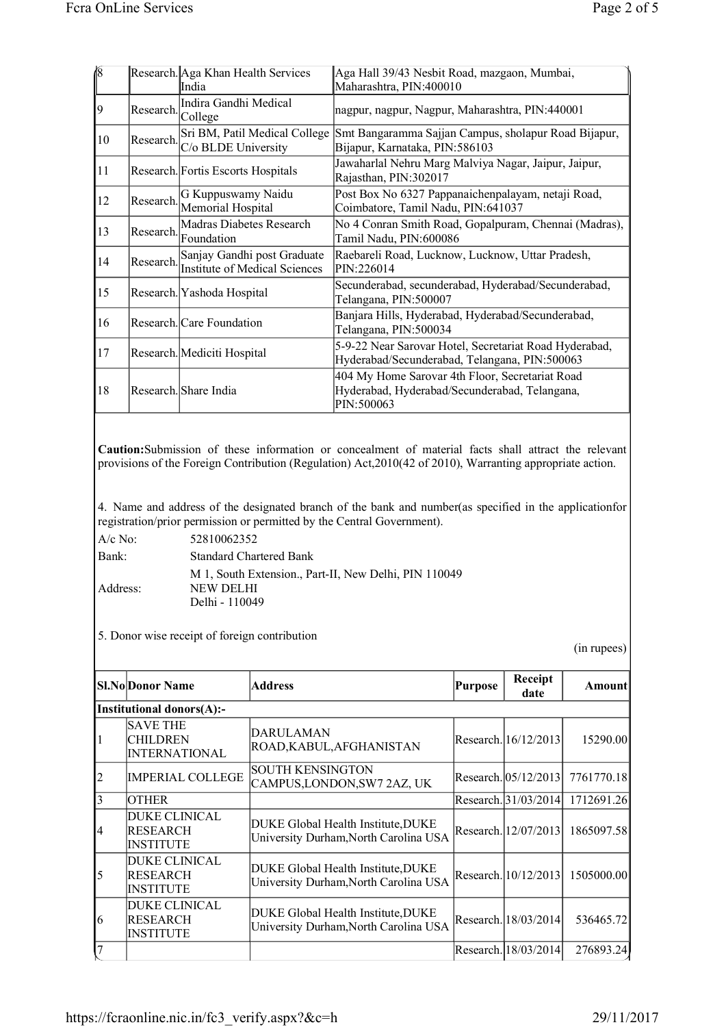| 8 | Research. | Aga Khan Health Services India | Aga Hall 39/43 Nesbit Road, mazgaon, Mumbai, Maharashtra, PIN:400010 |
|---|---|---|---|
| 9 | Research. | Indira Gandhi Medical College | nagpur, nagpur, Nagpur, Maharashtra, PIN:440001 |
| 10 | Research. | Sri BM, Patil Medical College C/o BLDE University | Smt Bangaramma Sajjan Campus, sholapur Road Bijapur, Bijapur, Karnataka, PIN:586103 |
| 11 | Research. | Fortis Escorts Hospitals | Jawaharlal Nehru Marg Malviya Nagar, Jaipur, Jaipur, Rajasthan, PIN:302017 |
| 12 | Research. | G Kuppuswamy Naidu Memorial Hospital | Post Box No 6327 Pappanaichenpalayam, netaji Road, Coimbatore, Tamil Nadu, PIN:641037 |
| 13 | Research. | Madras Diabetes Research Foundation | No 4 Conran Smith Road, Gopalpuram, Chennai (Madras), Tamil Nadu, PIN:600086 |
| 14 | Research. | Sanjay Gandhi post Graduate Institute of Medical Sciences | Raebareli Road, Lucknow, Lucknow, Uttar Pradesh, PIN:226014 |
| 15 | Research. | Yashoda Hospital | Secunderabad, secunderabad, Hyderabad/Secunderabad, Telangana, PIN:500007 |
| 16 | Research. | Care Foundation | Banjara Hills, Hyderabad, Hyderabad/Secunderabad, Telangana, PIN:500034 |
| 17 | Research. | Mediciti Hospital | 5-9-22 Near Sarovar Hotel, Secretariat Road Hyderabad, Hyderabad/Secunderabad, Telangana, PIN:500063 |
| 18 | Research. | Share India | 404 My Home Sarovar 4th Floor, Secretariat Road Hyderabad, Hyderabad/Secunderabad, Telangana, PIN:500063 |

**Caution:**Submission of these information or concealment of material facts shall attract the relevant provisions of the Foreign Contribution (Regulation) Act,2010(42 of 2010), Warranting appropriate action.

4. Name and address of the designated branch of the bank and number(as specified in the applicationfor registration/prior permission or permitted by the Central Government).

A/c No: 52810062352

Bank: Standard Chartered Bank

Address: M 1, South Extension., Part-II, New Delhi, PIN 110049
NEW DELHI
Delhi - 110049

5. Donor wise receipt of foreign contribution

(in rupees)

| Sl.No | Donor Name | Address | Purpose | Receipt date | Amount |
|---|---|---|---|---|---|
| **Institutional donors(A):-** | | | | | |
| 1 | SAVE THE CHILDREN INTERNATIONAL | DARULAMAN ROAD,KABUL,AFGHANISTAN | Research. | 16/12/2013 | 15290.00 |
| 2 | IMPERIAL COLLEGE | SOUTH KENSINGTON CAMPUS,LONDON,SW7 2AZ, UK | Research. | 05/12/2013 | 7761770.18 |
| 3 | OTHER | | Research. | 31/03/2014 | 1712691.26 |
| 4 | DUKE CLINICAL RESEARCH INSTITUTE | DUKE Global Health Institute,DUKE University Durham,North Carolina USA | Research. | 12/07/2013 | 1865097.58 |
| 5 | DUKE CLINICAL RESEARCH INSTITUTE | DUKE Global Health Institute,DUKE University Durham,North Carolina USA | Research. | 10/12/2013 | 1505000.00 |
| 6 | DUKE CLINICAL RESEARCH INSTITUTE | DUKE Global Health Institute,DUKE University Durham,North Carolina USA | Research. | 18/03/2014 | 536465.72 |
| 7 | | | Research. | 18/03/2014 | 276893.24 |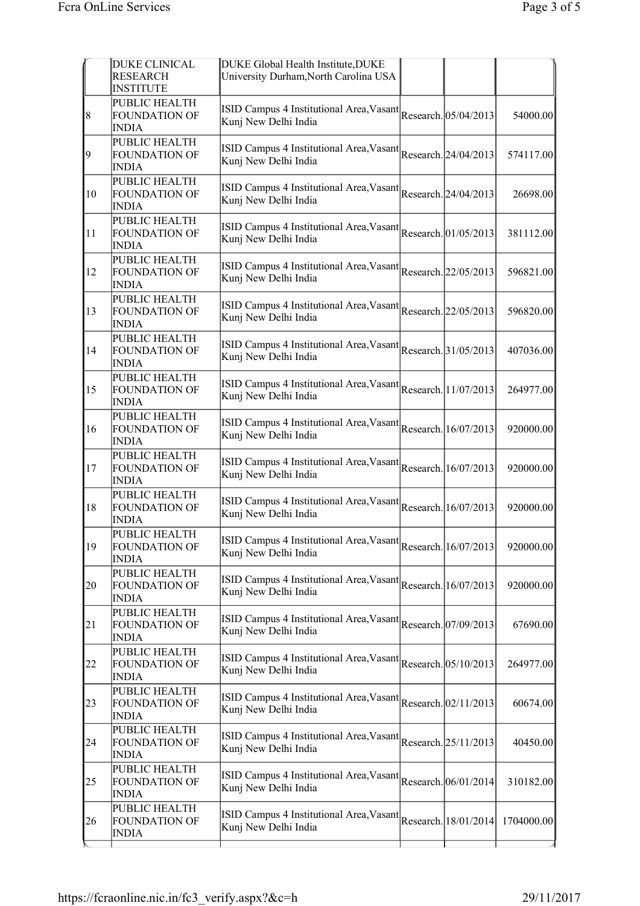|  | DUKE CLINICAL RESEARCH INSTITUTE | DUKE Global Health Institute,DUKE University Durham,North Carolina USA |  |  |  |
|---|---|---|---|---|---|
| 8 | PUBLIC HEALTH FOUNDATION OF INDIA | ISID Campus 4 Institutional Area,Vasant Kunj New Delhi India | Research. | 05/04/2013 | 54000.00 |
| 9 | PUBLIC HEALTH FOUNDATION OF INDIA | ISID Campus 4 Institutional Area,Vasant Kunj New Delhi India | Research. | 24/04/2013 | 574117.00 |
| 10 | PUBLIC HEALTH FOUNDATION OF INDIA | ISID Campus 4 Institutional Area,Vasant Kunj New Delhi India | Research. | 24/04/2013 | 26698.00 |
| 11 | PUBLIC HEALTH FOUNDATION OF INDIA | ISID Campus 4 Institutional Area,Vasant Kunj New Delhi India | Research. | 01/05/2013 | 381112.00 |
| 12 | PUBLIC HEALTH FOUNDATION OF INDIA | ISID Campus 4 Institutional Area,Vasant Kunj New Delhi India | Research. | 22/05/2013 | 596821.00 |
| 13 | PUBLIC HEALTH FOUNDATION OF INDIA | ISID Campus 4 Institutional Area,Vasant Kunj New Delhi India | Research. | 22/05/2013 | 596820.00 |
| 14 | PUBLIC HEALTH FOUNDATION OF INDIA | ISID Campus 4 Institutional Area,Vasant Kunj New Delhi India | Research. | 31/05/2013 | 407036.00 |
| 15 | PUBLIC HEALTH FOUNDATION OF INDIA | ISID Campus 4 Institutional Area,Vasant Kunj New Delhi India | Research. | 11/07/2013 | 264977.00 |
| 16 | PUBLIC HEALTH FOUNDATION OF INDIA | ISID Campus 4 Institutional Area,Vasant Kunj New Delhi India | Research. | 16/07/2013 | 920000.00 |
| 17 | PUBLIC HEALTH FOUNDATION OF INDIA | ISID Campus 4 Institutional Area,Vasant Kunj New Delhi India | Research. | 16/07/2013 | 920000.00 |
| 18 | PUBLIC HEALTH FOUNDATION OF INDIA | ISID Campus 4 Institutional Area,Vasant Kunj New Delhi India | Research. | 16/07/2013 | 920000.00 |
| 19 | PUBLIC HEALTH FOUNDATION OF INDIA | ISID Campus 4 Institutional Area,Vasant Kunj New Delhi India | Research. | 16/07/2013 | 920000.00 |
| 20 | PUBLIC HEALTH FOUNDATION OF INDIA | ISID Campus 4 Institutional Area,Vasant Kunj New Delhi India | Research. | 16/07/2013 | 920000.00 |
| 21 | PUBLIC HEALTH FOUNDATION OF INDIA | ISID Campus 4 Institutional Area,Vasant Kunj New Delhi India | Research. | 07/09/2013 | 67690.00 |
| 22 | PUBLIC HEALTH FOUNDATION OF INDIA | ISID Campus 4 Institutional Area,Vasant Kunj New Delhi India | Research. | 05/10/2013 | 264977.00 |
| 23 | PUBLIC HEALTH FOUNDATION OF INDIA | ISID Campus 4 Institutional Area,Vasant Kunj New Delhi India | Research. | 02/11/2013 | 60674.00 |
| 24 | PUBLIC HEALTH FOUNDATION OF INDIA | ISID Campus 4 Institutional Area,Vasant Kunj New Delhi India | Research. | 25/11/2013 | 40450.00 |
| 25 | PUBLIC HEALTH FOUNDATION OF INDIA | ISID Campus 4 Institutional Area,Vasant Kunj New Delhi India | Research. | 06/01/2014 | 310182.00 |
| 26 | PUBLIC HEALTH FOUNDATION OF INDIA | ISID Campus 4 Institutional Area,Vasant Kunj New Delhi India | Research. | 18/01/2014 | 1704000.00 |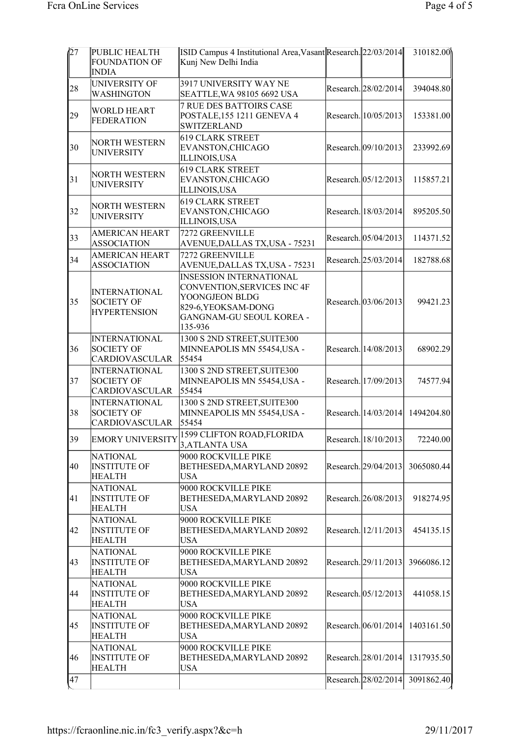| 27 | PUBLIC HEALTH FOUNDATION OF INDIA | ISID Campus 4 Institutional Area,Vasant Kunj New Delhi India | Research. | 22/03/2014 | 310182.00 |
|---|---|---|---|---|---|
| 28 | UNIVERSITY OF WASHINGTON | 3917 UNIVERSITY WAY NE SEATTLE,WA 98105 6692 USA | Research. | 28/02/2014 | 394048.80 |
| 29 | WORLD HEART FEDERATION | 7 RUE DES BATTOIRS CASE POSTALE,155 1211 GENEVA 4 SWITZERLAND | Research. | 10/05/2013 | 153381.00 |
| 30 | NORTH WESTERN UNIVERSITY | 619 CLARK STREET EVANSTON,CHICAGO ILLINOIS,USA | Research. | 09/10/2013 | 233992.69 |
| 31 | NORTH WESTERN UNIVERSITY | 619 CLARK STREET EVANSTON,CHICAGO ILLINOIS,USA | Research. | 05/12/2013 | 115857.21 |
| 32 | NORTH WESTERN UNIVERSITY | 619 CLARK STREET EVANSTON,CHICAGO ILLINOIS,USA | Research. | 18/03/2014 | 895205.50 |
| 33 | AMERICAN HEART ASSOCIATION | 7272 GREENVILLE AVENUE,DALLAS TX,USA - 75231 | Research. | 05/04/2013 | 114371.52 |
| 34 | AMERICAN HEART ASSOCIATION | 7272 GREENVILLE AVENUE,DALLAS TX,USA - 75231 | Research. | 25/03/2014 | 182788.68 |
| 35 | INTERNATIONAL SOCIETY OF HYPERTENSION | INSESSION INTERNATIONAL CONVENTION,SERVICES INC 4F YOONGJEON BLDG 829-6,YEOKSAM-DONG GANGNAM-GU SEOUL KOREA - 135-936 | Research. | 03/06/2013 | 99421.23 |
| 36 | INTERNATIONAL SOCIETY OF CARDIOVASCULAR | 1300 S 2ND STREET,SUITE300 MINNEAPOLIS MN 55454,USA - 55454 | Research. | 14/08/2013 | 68902.29 |
| 37 | INTERNATIONAL SOCIETY OF CARDIOVASCULAR | 1300 S 2ND STREET,SUITE300 MINNEAPOLIS MN 55454,USA - 55454 | Research. | 17/09/2013 | 74577.94 |
| 38 | INTERNATIONAL SOCIETY OF CARDIOVASCULAR | 1300 S 2ND STREET,SUITE300 MINNEAPOLIS MN 55454,USA - 55454 | Research. | 14/03/2014 | 1494204.80 |
| 39 | EMORY UNIVERSITY | 1599 CLIFTON ROAD,FLORIDA 3,ATLANTA USA | Research. | 18/10/2013 | 72240.00 |
| 40 | NATIONAL INSTITUTE OF HEALTH | 9000 ROCKVILLE PIKE BETHESEDA,MARYLAND 20892 USA | Research. | 29/04/2013 | 3065080.44 |
| 41 | NATIONAL INSTITUTE OF HEALTH | 9000 ROCKVILLE PIKE BETHESEDA,MARYLAND 20892 USA | Research. | 26/08/2013 | 918274.95 |
| 42 | NATIONAL INSTITUTE OF HEALTH | 9000 ROCKVILLE PIKE BETHESEDA,MARYLAND 20892 USA | Research. | 12/11/2013 | 454135.15 |
| 43 | NATIONAL INSTITUTE OF HEALTH | 9000 ROCKVILLE PIKE BETHESEDA,MARYLAND 20892 USA | Research. | 29/11/2013 | 3966086.12 |
| 44 | NATIONAL INSTITUTE OF HEALTH | 9000 ROCKVILLE PIKE BETHESEDA,MARYLAND 20892 USA | Research. | 05/12/2013 | 441058.15 |
| 45 | NATIONAL INSTITUTE OF HEALTH | 9000 ROCKVILLE PIKE BETHESEDA,MARYLAND 20892 USA | Research. | 06/01/2014 | 1403161.50 |
| 46 | NATIONAL INSTITUTE OF HEALTH | 9000 ROCKVILLE PIKE BETHESEDA,MARYLAND 20892 USA | Research. | 28/01/2014 | 1317935.50 |
| 47 | | | Research. | 28/02/2014 | 3091862.40 |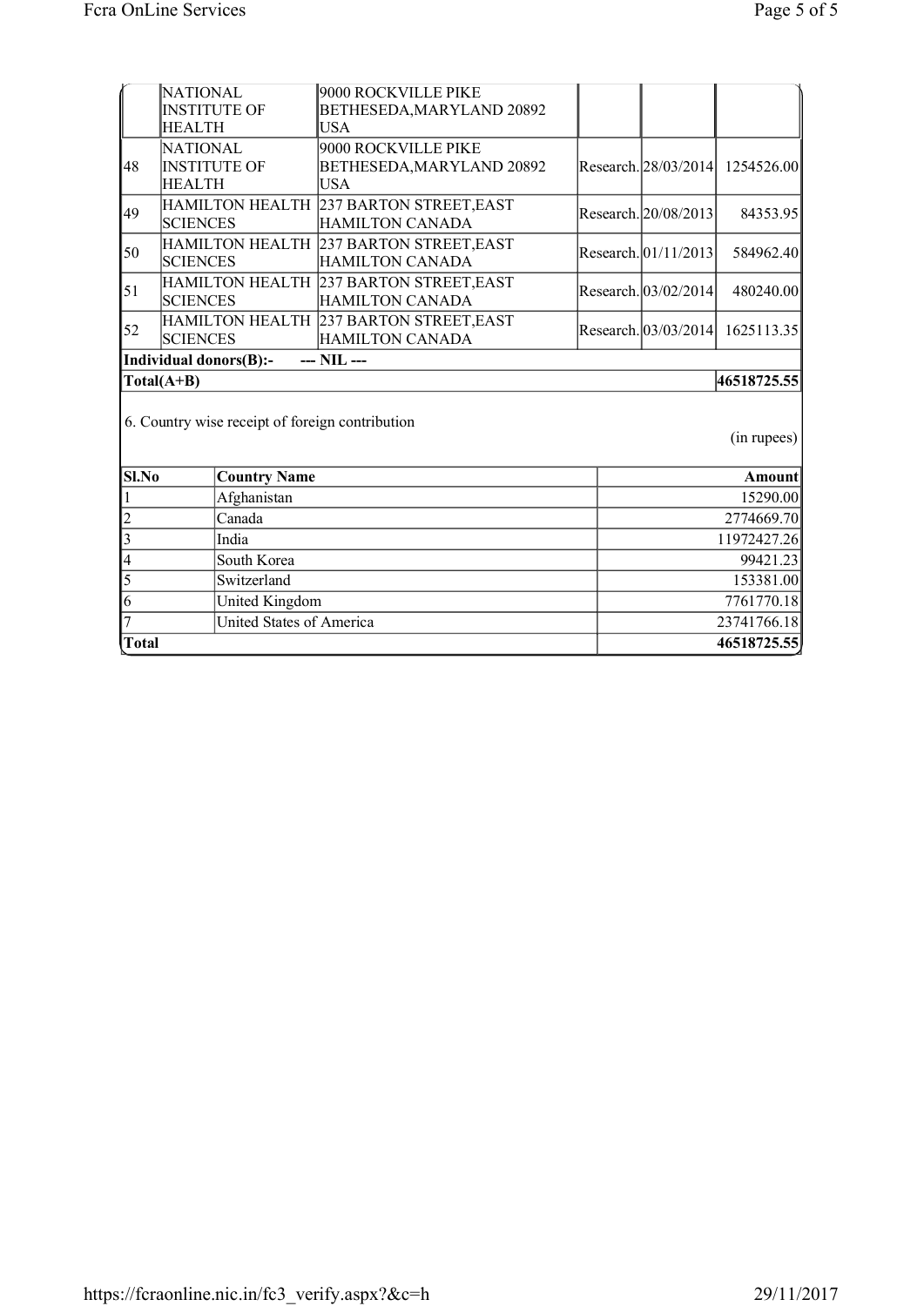| | | | | | |
|---|---|---|---|---|---|
| | NATIONAL INSTITUTE OF HEALTH | 9000 ROCKVILLE PIKE BETHESEDA,MARYLAND 20892 USA | | | |
| 48 | NATIONAL INSTITUTE OF HEALTH | 9000 ROCKVILLE PIKE BETHESEDA,MARYLAND 20892 USA | Research. | 28/03/2014 | 1254526.00 |
| 49 | HAMILTON HEALTH SCIENCES | 237 BARTON STREET,EAST HAMILTON CANADA | Research. | 20/08/2013 | 84353.95 |
| 50 | HAMILTON HEALTH SCIENCES | 237 BARTON STREET,EAST HAMILTON CANADA | Research. | 01/11/2013 | 584962.40 |
| 51 | HAMILTON HEALTH SCIENCES | 237 BARTON STREET,EAST HAMILTON CANADA | Research. | 03/02/2014 | 480240.00 |
| 52 | HAMILTON HEALTH SCIENCES | 237 BARTON STREET,EAST HAMILTON CANADA | Research. | 03/03/2014 | 1625113.35 |
| **Individual donors(B):-** | --- NIL --- | | | | |
| **Total(A+B)** | | | | | **46518725.55** |

6. Country wise receipt of foreign contribution

(in rupees)

| Sl.No | Country Name | Amount |
|---|---|---|
| 1 | Afghanistan | 15290.00 |
| 2 | Canada | 2774669.70 |
| 3 | India | 11972427.26 |
| 4 | South Korea | 99421.23 |
| 5 | Switzerland | 153381.00 |
| 6 | United Kingdom | 7761770.18 |
| 7 | United States of America | 23741766.18 |
| **Total** | | **46518725.55** |